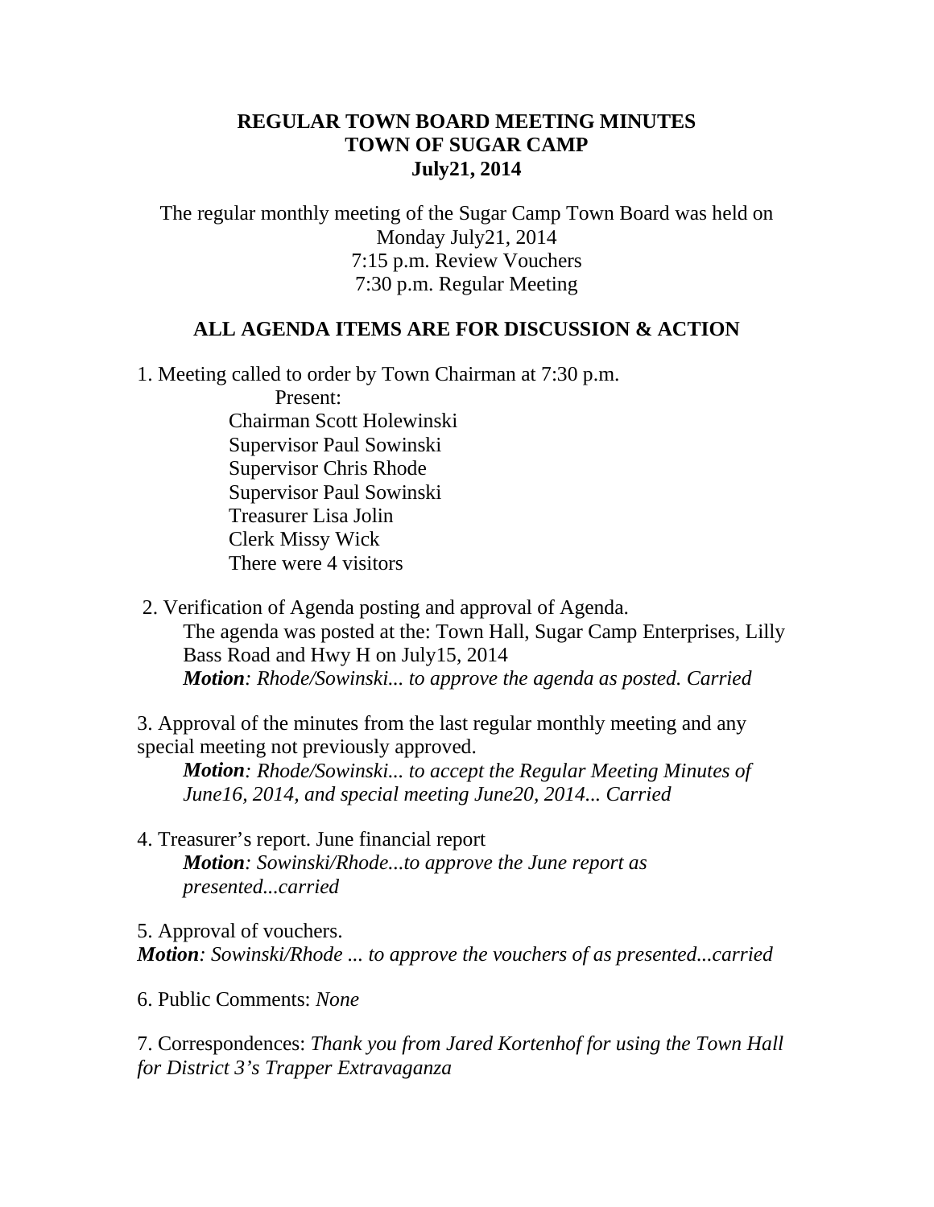**REGULAR TOWN BOARD MEETING MINUTES**
**TOWN OF SUGAR CAMP**
**July21, 2014**

The regular monthly meeting of the Sugar Camp Town Board was held on Monday July21, 2014
7:15 p.m. Review Vouchers
7:30 p.m. Regular Meeting

**ALL AGENDA ITEMS ARE FOR DISCUSSION & ACTION**

1. Meeting called to order by Town Chairman at 7:30 p.m.

   Present:
   Chairman Scott Holewinski
   Supervisor Paul Sowinski
   Supervisor Chris Rhode
   Supervisor Paul Sowinski
   Treasurer Lisa Jolin
   Clerk Missy Wick
   There were 4 visitors

2. Verification of Agenda posting and approval of Agenda.
   The agenda was posted at the: Town Hall, Sugar Camp Enterprises, Lilly Bass Road and Hwy H on July15, 2014
   ***Motion****: Rhode/Sowinski... to approve the agenda as posted. Carried*

3. Approval of the minutes from the last regular monthly meeting and any special meeting not previously approved.
   ***Motion****: Rhode/Sowinski... to accept the Regular Meeting Minutes of June16, 2014, and special meeting June20, 2014... Carried*

4. Treasurer's report. June financial report
   ***Motion****: Sowinski/Rhode...to approve the June report as presented...carried*

5. Approval of vouchers.
***Motion****: Sowinski/Rhode ... to approve the vouchers of as presented...carried*

6. Public Comments: *None*

7. Correspondences: *Thank you from Jared Kortenhof for using the Town Hall for District 3's Trapper Extravaganza*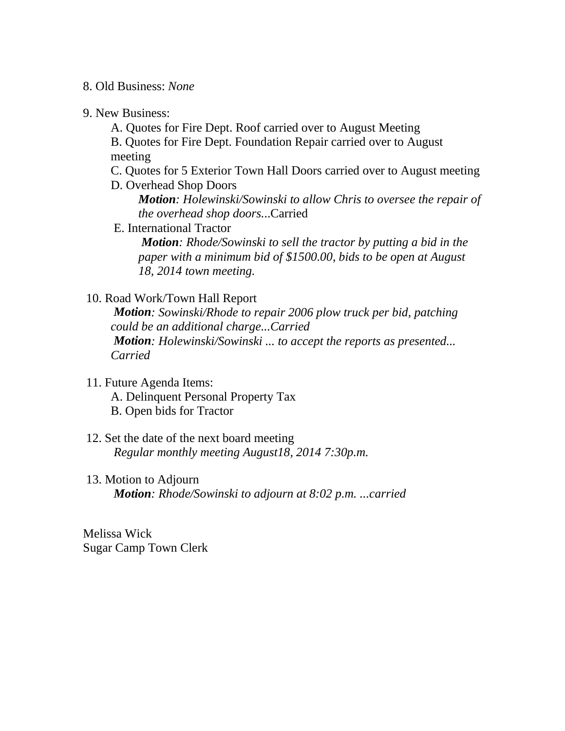8. Old Business: *None*

9. New Business:

A. Quotes for Fire Dept. Roof carried over to August Meeting

B. Quotes for Fire Dept. Foundation Repair carried over to August meeting

C. Quotes for 5 Exterior Town Hall Doors carried over to August meeting

D. Overhead Shop Doors

***Motion**: Holewinski/Sowinski to allow Chris to oversee the repair of the overhead shop doors...*Carried

E. International Tractor

***Motion**: Rhode/Sowinski to sell the tractor by putting a bid in the paper with a minimum bid of $1500.00, bids to be open at August 18, 2014 town meeting.*

10. Road Work/Town Hall Report

***Motion**: Sowinski/Rhode to repair 2006 plow truck per bid, patching could be an additional charge...Carried*

***Motion**: Holewinski/Sowinski ... to accept the reports as presented... Carried*

11. Future Agenda Items:

A. Delinquent Personal Property Tax

B. Open bids for Tractor

12. Set the date of the next board meeting

*Regular monthly meeting August18, 2014 7:30p.m.*

13. Motion to Adjourn

***Motion**: Rhode/Sowinski to adjourn at 8:02 p.m. ...carried*

Melissa Wick
Sugar Camp Town Clerk